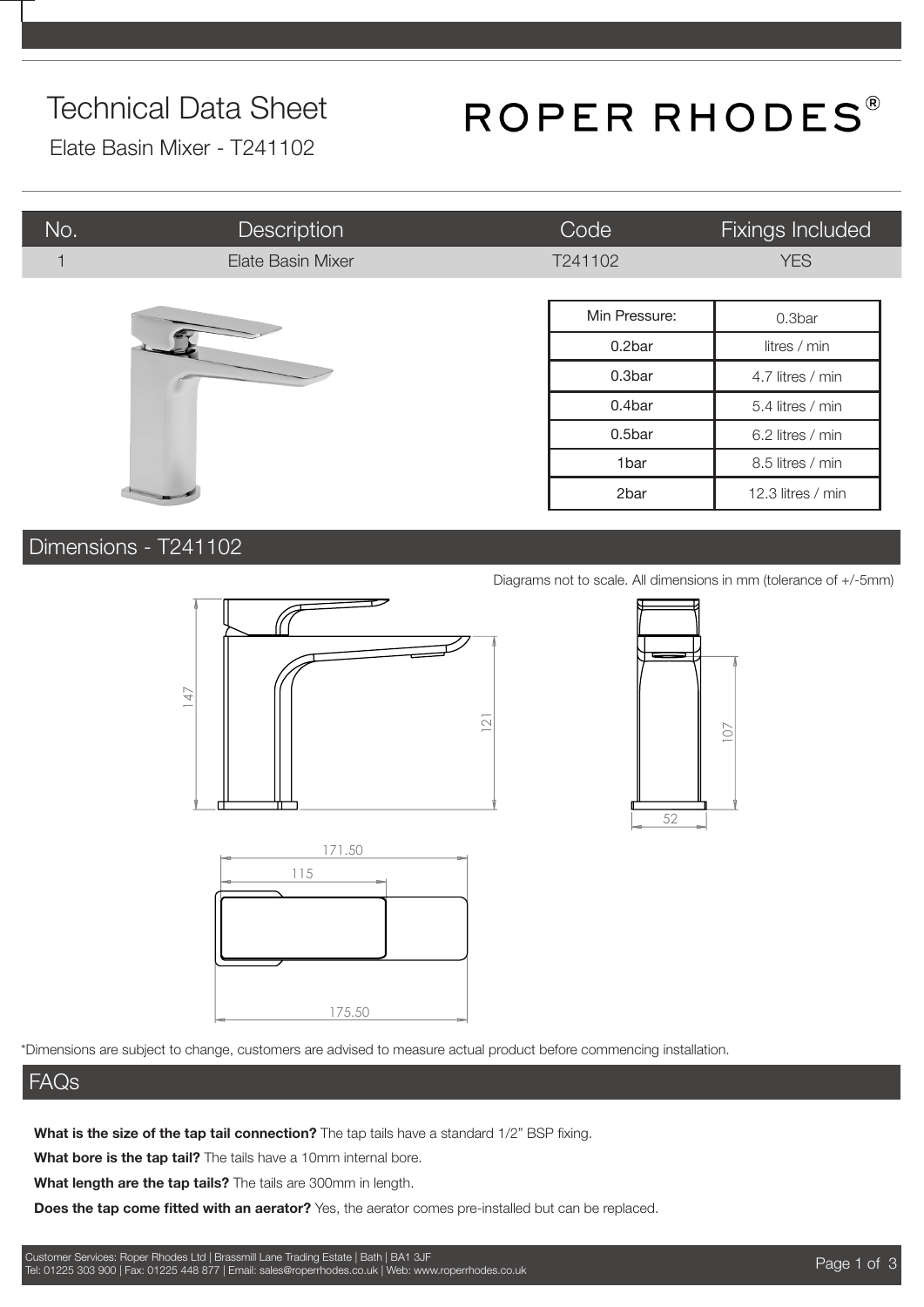# Technical Data Sheet

Elate Basin Mixer - T241102

ROPER RHODES®

| No. | Description | Code | Fixings Included |
|---|---|---|---|
| 1 | Elate Basin Mixer | T241102 | YES |

| Min Pressure: | 0.3bar |
|---|---|
| 0.2bar | litres / min |
| 0.3bar | 4.7 litres / min |
| 0.4bar | 5.4 litres / min |
| 0.5bar | 6.2 litres / min |
| 1bar | 8.5 litres / min |
| 2bar | 12.3 litres / min |

## Dimensions - T241102

Diagrams not to scale. All dimensions in mm (tolerance of +/-5mm)

147

121

107

52

171.50

115

175.50

*Dimensions are subject to change, customers are advised to measure actual product before commencing installation.

## FAQs

**What is the size of the tap tail connection?** The tap tails have a standard 1/2" BSP fixing.

**What bore is the tap tail?** The tails have a 10mm internal bore.

**What length are the tap tails?** The tails are 300mm in length.

**Does the tap come fitted with an aerator?** Yes, the aerator comes pre-installed but can be replaced.

Customer Services: Roper Rhodes Ltd | Brassmill Lane Trading Estate | Bath | BA1 3JF
Tel: 01225 303 900 | Fax: 01225 448 877 | Email: sales@roperrhodes.co.uk | Web: www.roperrhodes.co.uk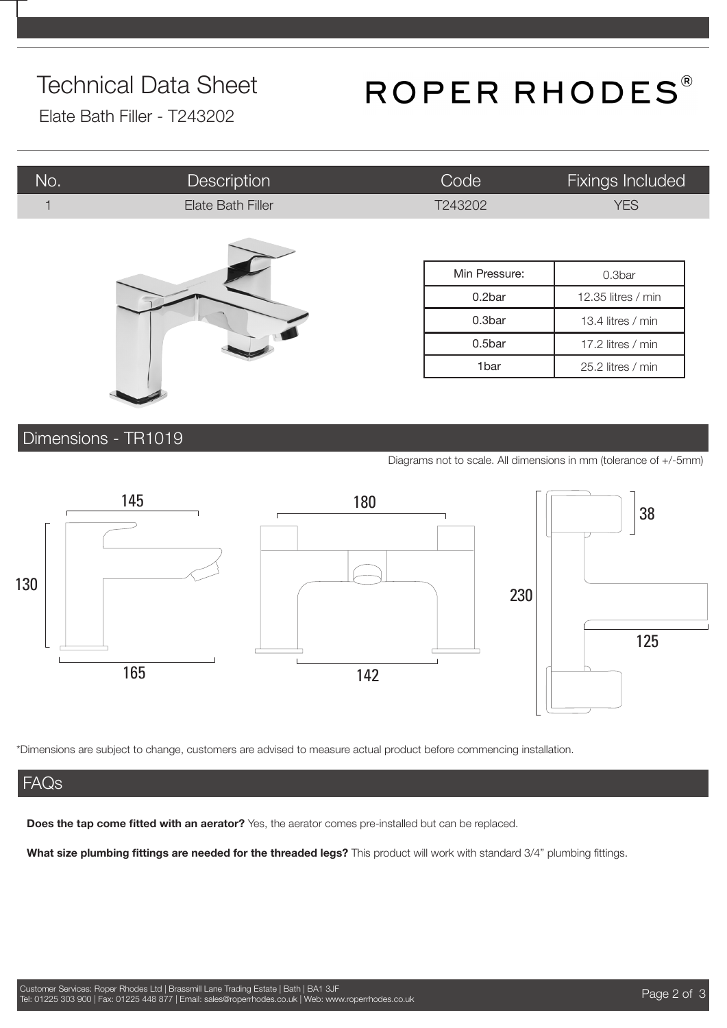# Technical Data Sheet

Elate Bath Filler - T243202

ROPER RHODES®

| No. | Description | Code | Fixings Included |
|---|---|---|---|
| 1 | Elate Bath Filler | T243202 | YES |

| Min Pressure: | 0.3bar |
|---|---|
| 0.2bar | 12.35 litres / min |
| 0.3bar | 13.4 litres / min |
| 0.5bar | 17.2 litres / min |
| 1bar | 25.2 litres / min |

## Dimensions - TR1019

Diagrams not to scale. All dimensions in mm (tolerance of +/-5mm)

145, 130, 165, 180, 142, 38, 230, 125

*Dimensions are subject to change, customers are advised to measure actual product before commencing installation.

## FAQs

**Does the tap come fitted with an aerator?** Yes, the aerator comes pre-installed but can be replaced.

**What size plumbing fittings are needed for the threaded legs?** This product will work with standard 3/4" plumbing fittings.

Customer Services: Roper Rhodes Ltd | Brassmill Lane Trading Estate | Bath | BA1 3JF
Tel: 01225 303 900 | Fax: 01225 448 877 | Email: sales@roperrhodes.co.uk | Web: www.roperrhodes.co.uk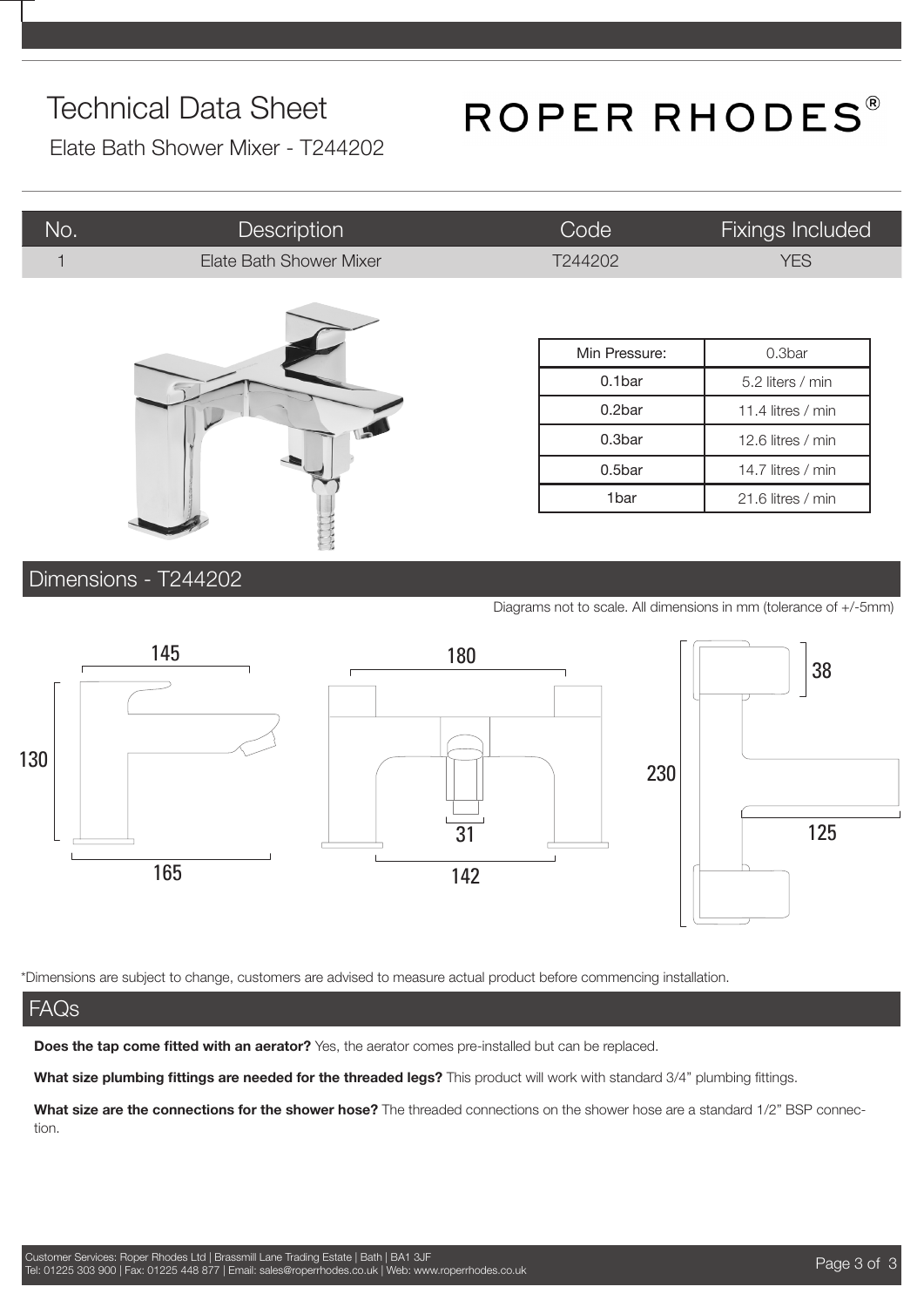# Technical Data Sheet

## ROPER RHODES®

Elate Bath Shower Mixer - T244202

| No. | Description | Code | Fixings Included |
|---|---|---|---|
| 1 | Elate Bath Shower Mixer | T244202 | YES |

| Min Pressure: | 0.3bar |
|---|---|
| 0.1bar | 5.2 liters / min |
| 0.2bar | 11.4 litres / min |
| 0.3bar | 12.6 litres / min |
| 0.5bar | 14.7 litres / min |
| 1bar | 21.6 litres / min |

## Dimensions - T244202

Diagrams not to scale. All dimensions in mm (tolerance of +/-5mm)

145
130
165
180
31
142
38
230
125

*Dimensions are subject to change, customers are advised to measure actual product before commencing installation.

## FAQs

**Does the tap come fitted with an aerator?** Yes, the aerator comes pre-installed but can be replaced.

**What size plumbing fittings are needed for the threaded legs?** This product will work with standard 3/4" plumbing fittings.

**What size are the connections for the shower hose?** The threaded connections on the shower hose are a standard 1/2" BSP connection.

Customer Services: Roper Rhodes Ltd | Brassmill Lane Trading Estate | Bath | BA1 3JF
Tel: 01225 303 900 | Fax: 01225 448 877 | Email: sales@roperrhodes.co.uk | Web: www.roperrhodes.co.uk